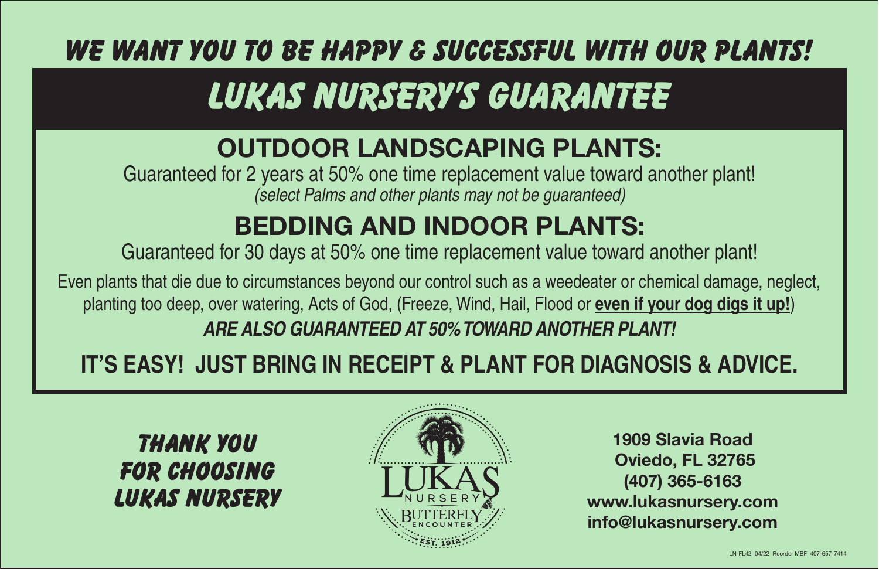**WE WANT YOU TO BE HAPPY & SUCCESSFUL WITH OUR PLANTS!**

# LUKAS NURSERY'S GUARANTEE

## OUTDOOR LANDSCAPING PLANTS:

Guaranteed for 2 years at 50% one time replacement value toward another plant!

*(select Palms and other plants may not be guaranteed)*

## BEDDING AND INDOOR PLANTS:

Guaranteed for 30 days at 50% one time replacement value toward another plant!

Even plants that die due to circumstances beyond our control such as a weedeater or chemical damage, neglect, planting too deep, over watering, Acts of God, (Freeze, Wind, Hail, Flood or **even if your dog digs it up!**)

***ARE ALSO GUARANTEED AT 50% TOWARD ANOTHER PLANT!***

**IT'S EASY! JUST BRING IN RECEIPT & PLANT FOR DIAGNOSIS & ADVICE.**

**THANK YOU FOR CHOOSING LUKAS NURSERY**

LUKAS NURSERY
BUTTERFLY ENCOUNTER
EST. 1912

**1909 Slavia Road**
**Oviedo, FL 32765**
**(407) 365-6163**
**www.lukasnursery.com**
**info@lukasnursery.com**

LN-FL42 04/22 Reorder MBF 407-657-7414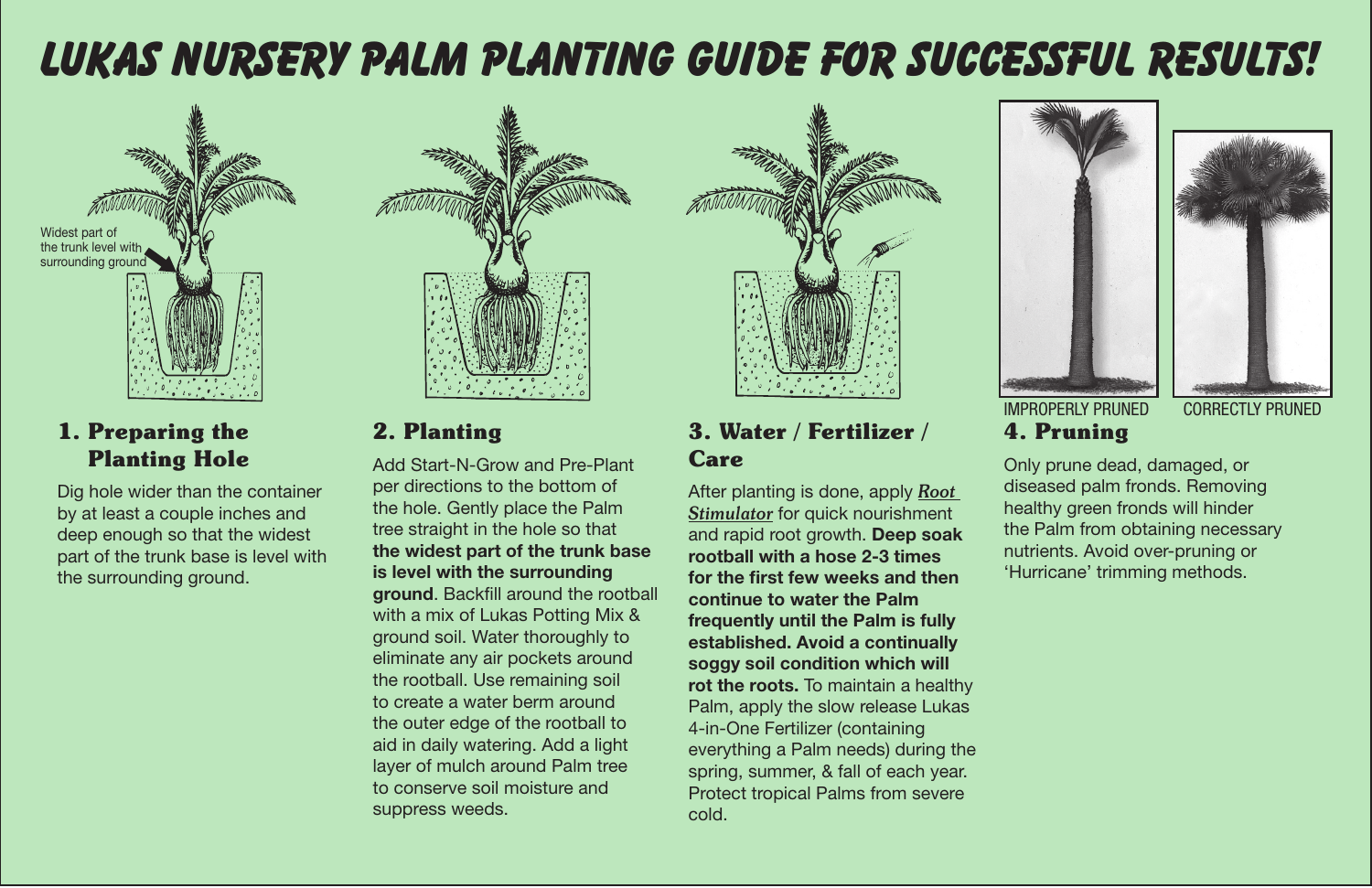# LUKAS NURSERY PALM PLANTING GUIDE FOR SUCCESSFUL RESULTS!

Widest part of the trunk level with surrounding ground

## 1. Preparing the Planting Hole

Dig hole wider than the container by at least a couple inches and deep enough so that the widest part of the trunk base is level with the surrounding ground.

## 2. Planting

Add Start-N-Grow and Pre-Plant per directions to the bottom of the hole. Gently place the Palm tree straight in the hole so that **the widest part of the trunk base is level with the surrounding ground**. Backfill around the rootball with a mix of Lukas Potting Mix & ground soil. Water thoroughly to eliminate any air pockets around the rootball. Use remaining soil to create a water berm around the outer edge of the rootball to aid in daily watering. Add a light layer of mulch around Palm tree to conserve soil moisture and suppress weeds.

## 3. Water / Fertilizer / Care

After planting is done, apply ***Root Stimulator*** for quick nourishment and rapid root growth. **Deep soak rootball with a hose 2-3 times for the first few weeks and then continue to water the Palm frequently until the Palm is fully established. Avoid a continually soggy soil condition which will rot the roots.** To maintain a healthy Palm, apply the slow release Lukas 4-in-One Fertilizer (containing everything a Palm needs) during the spring, summer, & fall of each year. Protect tropical Palms from severe cold.

IMPROPERLY PRUNED

CORRECTLY PRUNED

## 4. Pruning

Only prune dead, damaged, or diseased palm fronds. Removing healthy green fronds will hinder the Palm from obtaining necessary nutrients. Avoid over-pruning or 'Hurricane' trimming methods.